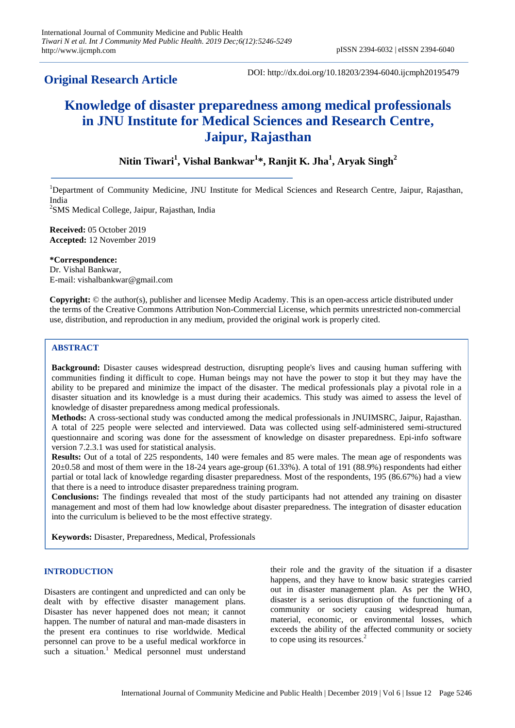**Original Research Article**

DOI: http://dx.doi.org/10.18203/2394-6040.ijcmph20195479

# Knowledge of disaster preparedness among medical professionals in JNU Institute for Medical Sciences and Research Centre, Jaipur, Rajasthan

**Nitin Tiwari[1], Vishal Bankwar[1]\*, Ranjit K. Jha[1], Aryak Singh[2]**

[1]Department of Community Medicine, JNU Institute for Medical Sciences and Research Centre, Jaipur, Rajasthan, India

[2]SMS Medical College, Jaipur, Rajasthan, India

**Received:** 05 October 2019
**Accepted:** 12 November 2019

**\*Correspondence:**
Dr. Vishal Bankwar,
E-mail: vishalbankwar@gmail.com

**Copyright:** © the author(s), publisher and licensee Medip Academy. This is an open-access article distributed under the terms of the Creative Commons Attribution Non-Commercial License, which permits unrestricted non-commercial use, distribution, and reproduction in any medium, provided the original work is properly cited.

## ABSTRACT

**Background:** Disaster causes widespread destruction, disrupting people's lives and causing human suffering with communities finding it difficult to cope. Human beings may not have the power to stop it but they may have the ability to be prepared and minimize the impact of the disaster. The medical professionals play a pivotal role in a disaster situation and its knowledge is a must during their academics. This study was aimed to assess the level of knowledge of disaster preparedness among medical professionals.

**Methods:** A cross-sectional study was conducted among the medical professionals in JNUIMSRC, Jaipur, Rajasthan. A total of 225 people were selected and interviewed. Data was collected using self-administered semi-structured questionnaire and scoring was done for the assessment of knowledge on disaster preparedness. Epi-info software version 7.2.3.1 was used for statistical analysis.

**Results:** Out of a total of 225 respondents, 140 were females and 85 were males. The mean age of respondents was 20±0.58 and most of them were in the 18-24 years age-group (61.33%). A total of 191 (88.9%) respondents had either partial or total lack of knowledge regarding disaster preparedness. Most of the respondents, 195 (86.67%) had a view that there is a need to introduce disaster preparedness training program.

**Conclusions:** The findings revealed that most of the study participants had not attended any training on disaster management and most of them had low knowledge about disaster preparedness. The integration of disaster education into the curriculum is believed to be the most effective strategy.

**Keywords:** Disaster, Preparedness, Medical, Professionals

## INTRODUCTION

Disasters are contingent and unpredicted and can only be dealt with by effective disaster management plans. Disaster has never happened does not mean; it cannot happen. The number of natural and man-made disasters in the present era continues to rise worldwide. Medical personnel can prove to be a useful medical workforce in such a situation.[1] Medical personnel must understand their role and the gravity of the situation if a disaster happens, and they have to know basic strategies carried out in disaster management plan. As per the WHO, disaster is a serious disruption of the functioning of a community or society causing widespread human, material, economic, or environmental losses, which exceeds the ability of the affected community or society to cope using its resources.[2]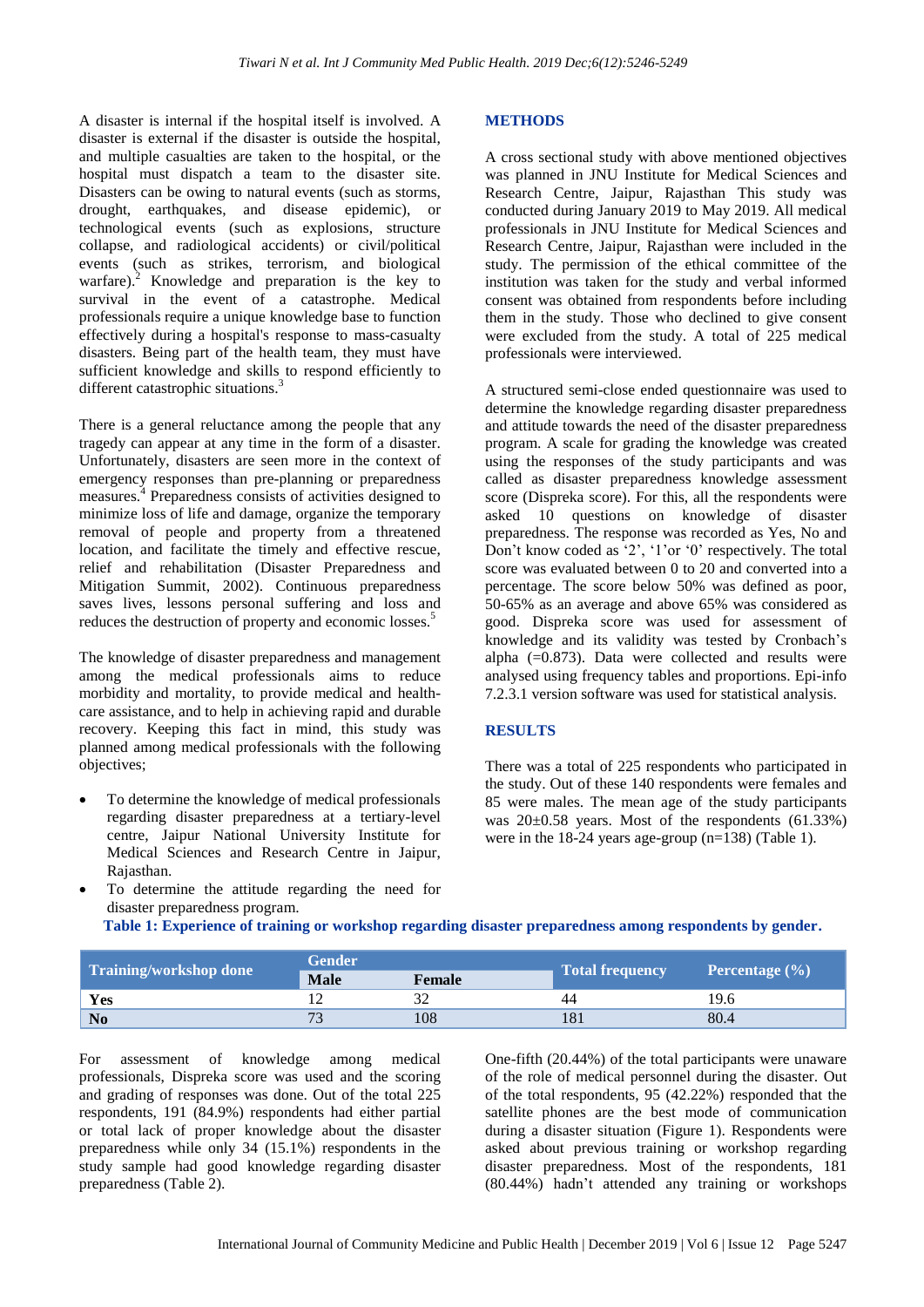A disaster is internal if the hospital itself is involved. A disaster is external if the disaster is outside the hospital, and multiple casualties are taken to the hospital, or the hospital must dispatch a team to the disaster site. Disasters can be owing to natural events (such as storms, drought, earthquakes, and disease epidemic), or technological events (such as explosions, structure collapse, and radiological accidents) or civil/political events (such as strikes, terrorism, and biological warfare).[2] Knowledge and preparation is the key to survival in the event of a catastrophe. Medical professionals require a unique knowledge base to function effectively during a hospital's response to mass-casualty disasters. Being part of the health team, they must have sufficient knowledge and skills to respond efficiently to different catastrophic situations.[3]

There is a general reluctance among the people that any tragedy can appear at any time in the form of a disaster. Unfortunately, disasters are seen more in the context of emergency responses than pre-planning or preparedness measures.[4] Preparedness consists of activities designed to minimize loss of life and damage, organize the temporary removal of people and property from a threatened location, and facilitate the timely and effective rescue, relief and rehabilitation (Disaster Preparedness and Mitigation Summit, 2002). Continuous preparedness saves lives, lessons personal suffering and loss and reduces the destruction of property and economic losses.[5]

The knowledge of disaster preparedness and management among the medical professionals aims to reduce morbidity and mortality, to provide medical and health-care assistance, and to help in achieving rapid and durable recovery. Keeping this fact in mind, this study was planned among medical professionals with the following objectives;

- To determine the knowledge of medical professionals regarding disaster preparedness at a tertiary-level centre, Jaipur National University Institute for Medical Sciences and Research Centre in Jaipur, Rajasthan.
- To determine the attitude regarding the need for disaster preparedness program.

## METHODS

A cross sectional study with above mentioned objectives was planned in JNU Institute for Medical Sciences and Research Centre, Jaipur, Rajasthan This study was conducted during January 2019 to May 2019. All medical professionals in JNU Institute for Medical Sciences and Research Centre, Jaipur, Rajasthan were included in the study. The permission of the ethical committee of the institution was taken for the study and verbal informed consent was obtained from respondents before including them in the study. Those who declined to give consent were excluded from the study. A total of 225 medical professionals were interviewed.

A structured semi-close ended questionnaire was used to determine the knowledge regarding disaster preparedness and attitude towards the need of the disaster preparedness program. A scale for grading the knowledge was created using the responses of the study participants and was called as disaster preparedness knowledge assessment score (Dispreka score). For this, all the respondents were asked 10 questions on knowledge of disaster preparedness. The response was recorded as Yes, No and Don't know coded as '2', '1'or '0' respectively. The total score was evaluated between 0 to 20 and converted into a percentage. The score below 50% was defined as poor, 50-65% as an average and above 65% was considered as good. Dispreka score was used for assessment of knowledge and its validity was tested by Cronbach's alpha (=0.873). Data were collected and results were analysed using frequency tables and proportions. Epi-info 7.2.3.1 version software was used for statistical analysis.

## RESULTS

There was a total of 225 respondents who participated in the study. Out of these 140 respondents were females and 85 were males. The mean age of the study participants was 20±0.58 years. Most of the respondents (61.33%) were in the 18-24 years age-group (n=138) (Table 1).

**Table 1: Experience of training or workshop regarding disaster preparedness among respondents by gender.**

| Training/workshop done | Gender | | Total frequency | Percentage (%) |
|---|---|---|---|---|
| | Male | Female | | |
| Yes | 12 | 32 | 44 | 19.6 |
| No | 73 | 108 | 181 | 80.4 |

For assessment of knowledge among medical professionals, Dispreka score was used and the scoring and grading of responses was done. Out of the total 225 respondents, 191 (84.9%) respondents had either partial or total lack of proper knowledge about the disaster preparedness while only 34 (15.1%) respondents in the study sample had good knowledge regarding disaster preparedness (Table 2).

One-fifth (20.44%) of the total participants were unaware of the role of medical personnel during the disaster. Out of the total respondents, 95 (42.22%) responded that the satellite phones are the best mode of communication during a disaster situation (Figure 1). Respondents were asked about previous training or workshop regarding disaster preparedness. Most of the respondents, 181 (80.44%) hadn't attended any training or workshops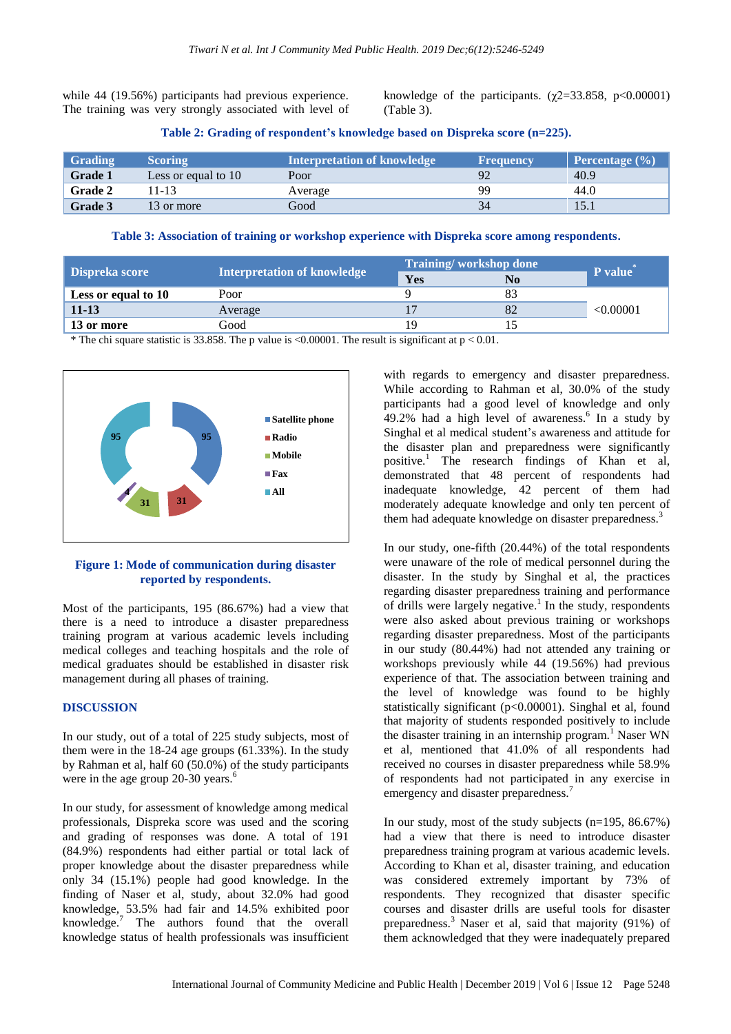while 44 (19.56%) participants had previous experience. The training was very strongly associated with level of knowledge of the participants. ($\chi 2$=33.858, $p<0.00001$) (Table 3).

**Table 2: Grading of respondent's knowledge based on Dispreka score (n=225).**

| Grading | Scoring | Interpretation of knowledge | Frequency | Percentage (%) |
|---|---|---|---|---|
| **Grade 1** | Less or equal to 10 | Poor | 92 | 40.9 |
| **Grade 2** | 11-13 | Average | 99 | 44.0 |
| **Grade 3** | 13 or more | Good | 34 | 15.1 |

**Table 3: Association of training or workshop experience with Dispreka score among respondents.**

| Dispreka score | Interpretation of knowledge | Training/ workshop done | | P value* |
|---|---|---|---|---|
| | | Yes | No | |
| **Less or equal to 10** | Poor | 9 | 83 | |
| **11-13** | Average | 17 | 82 | <0.00001 |
| **13 or more** | Good | 19 | 15 | |

* The chi square statistic is 33.858. The p value is <0.00001. The result is significant at p < 0.01.

**Figure 1: Mode of communication during disaster reported by respondents.**

Most of the participants, 195 (86.67%) had a view that there is a need to introduce a disaster preparedness training program at various academic levels including medical colleges and teaching hospitals and the role of medical graduates should be established in disaster risk management during all phases of training.

## DISCUSSION

In our study, out of a total of 225 study subjects, most of them were in the 18-24 age groups (61.33%). In the study by Rahman et al, half 60 (50.0%) of the study participants were in the age group 20-30 years.[6]

In our study, for assessment of knowledge among medical professionals, Dispreka score was used and the scoring and grading of responses was done. A total of 191 (84.9%) respondents had either partial or total lack of proper knowledge about the disaster preparedness while only 34 (15.1%) people had good knowledge. In the finding of Naser et al, study, about 32.0% had good knowledge, 53.5% had fair and 14.5% exhibited poor knowledge.[7] The authors found that the overall knowledge status of health professionals was insufficient with regards to emergency and disaster preparedness. While according to Rahman et al, 30.0% of the study participants had a good level of knowledge and only 49.2% had a high level of awareness.[6] In a study by Singhal et al medical student's awareness and attitude for the disaster plan and preparedness were significantly positive.[1] The research findings of Khan et al, demonstrated that 48 percent of respondents had inadequate knowledge, 42 percent of them had moderately adequate knowledge and only ten percent of them had adequate knowledge on disaster preparedness.[3]

In our study, one-fifth (20.44%) of the total respondents were unaware of the role of medical personnel during the disaster. In the study by Singhal et al, the practices regarding disaster preparedness training and performance of drills were largely negative.[1] In the study, respondents were also asked about previous training or workshops regarding disaster preparedness. Most of the participants in our study (80.44%) had not attended any training or workshops previously while 44 (19.56%) had previous experience of that. The association between training and the level of knowledge was found to be highly statistically significant ($p<0.00001$). Singhal et al, found that majority of students responded positively to include the disaster training in an internship program.[1] Naser WN et al, mentioned that 41.0% of all respondents had received no courses in disaster preparedness while 58.9% of respondents had not participated in any exercise in emergency and disaster preparedness.[7]

In our study, most of the study subjects (n=195, 86.67%) had a view that there is need to introduce disaster preparedness training program at various academic levels. According to Khan et al, disaster training, and education was considered extremely important by 73% of respondents. They recognized that disaster specific courses and disaster drills are useful tools for disaster preparedness.[3] Naser et al, said that majority (91%) of them acknowledged that they were inadequately prepared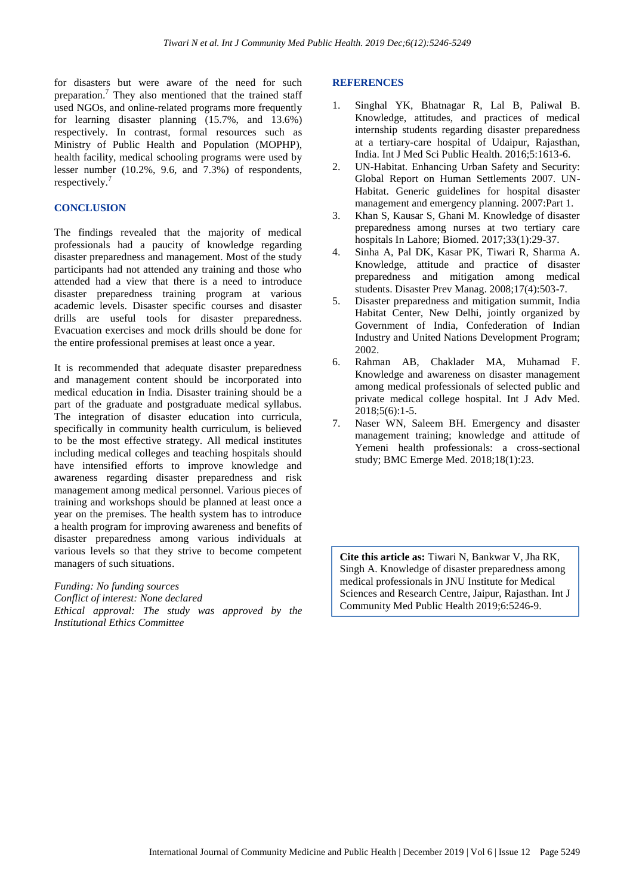for disasters but were aware of the need for such preparation.[7] They also mentioned that the trained staff used NGOs, and online-related programs more frequently for learning disaster planning (15.7%, and 13.6%) respectively. In contrast, formal resources such as Ministry of Public Health and Population (MOPHP), health facility, medical schooling programs were used by lesser number (10.2%, 9.6, and 7.3%) of respondents, respectively.[7]

## CONCLUSION

The findings revealed that the majority of medical professionals had a paucity of knowledge regarding disaster preparedness and management. Most of the study participants had not attended any training and those who attended had a view that there is a need to introduce disaster preparedness training program at various academic levels. Disaster specific courses and disaster drills are useful tools for disaster preparedness. Evacuation exercises and mock drills should be done for the entire professional premises at least once a year.

It is recommended that adequate disaster preparedness and management content should be incorporated into medical education in India. Disaster training should be a part of the graduate and postgraduate medical syllabus. The integration of disaster education into curricula, specifically in community health curriculum, is believed to be the most effective strategy. All medical institutes including medical colleges and teaching hospitals should have intensified efforts to improve knowledge and awareness regarding disaster preparedness and risk management among medical personnel. Various pieces of training and workshops should be planned at least once a year on the premises. The health system has to introduce a health program for improving awareness and benefits of disaster preparedness among various individuals at various levels so that they strive to become competent managers of such situations.

*Funding: No funding sources*
*Conflict of interest: None declared*
*Ethical approval: The study was approved by the Institutional Ethics Committee*

## REFERENCES

1. Singhal YK, Bhatnagar R, Lal B, Paliwal B. Knowledge, attitudes, and practices of medical internship students regarding disaster preparedness at a tertiary-care hospital of Udaipur, Rajasthan, India. Int J Med Sci Public Health. 2016;5:1613-6.
2. UN-Habitat. Enhancing Urban Safety and Security: Global Report on Human Settlements 2007. UN-Habitat. Generic guidelines for hospital disaster management and emergency planning. 2007:Part 1.
3. Khan S, Kausar S, Ghani M. Knowledge of disaster preparedness among nurses at two tertiary care hospitals In Lahore; Biomed. 2017;33(1):29-37.
4. Sinha A, Pal DK, Kasar PK, Tiwari R, Sharma A. Knowledge, attitude and practice of disaster preparedness and mitigation among medical students. Disaster Prev Manag. 2008;17(4):503-7.
5. Disaster preparedness and mitigation summit, India Habitat Center, New Delhi, jointly organized by Government of India, Confederation of Indian Industry and United Nations Development Program; 2002.
6. Rahman AB, Chaklader MA, Muhamad F. Knowledge and awareness on disaster management among medical professionals of selected public and private medical college hospital. Int J Adv Med. 2018;5(6):1-5.
7. Naser WN, Saleem BH. Emergency and disaster management training; knowledge and attitude of Yemeni health professionals: a cross-sectional study; BMC Emerge Med. 2018;18(1):23.

**Cite this article as:** Tiwari N, Bankwar V, Jha RK, Singh A. Knowledge of disaster preparedness among medical professionals in JNU Institute for Medical Sciences and Research Centre, Jaipur, Rajasthan. Int J Community Med Public Health 2019;6:5246-9.